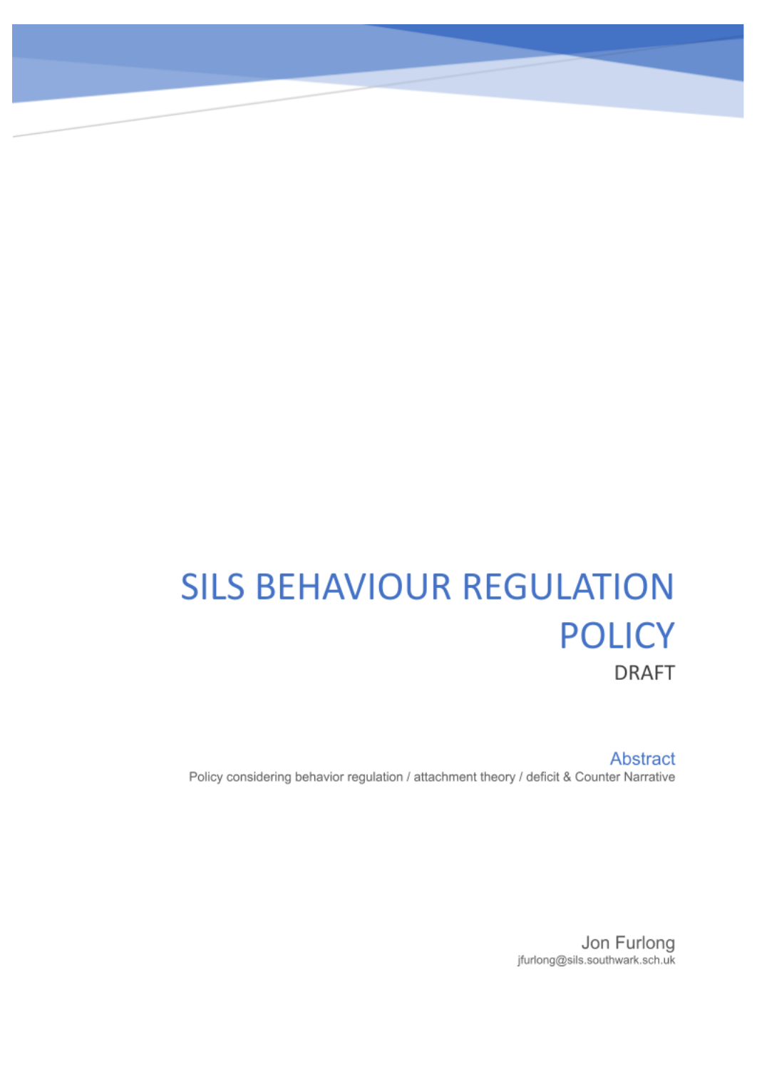# SILS BEHAVIOUR REGULATION POLICY

DRAFT

## Abstract

Policy considering behavior regulation / attachment theory / deficit & Counter Narrative

Jon Furlong

jfurlong@sils.southwark.sch.uk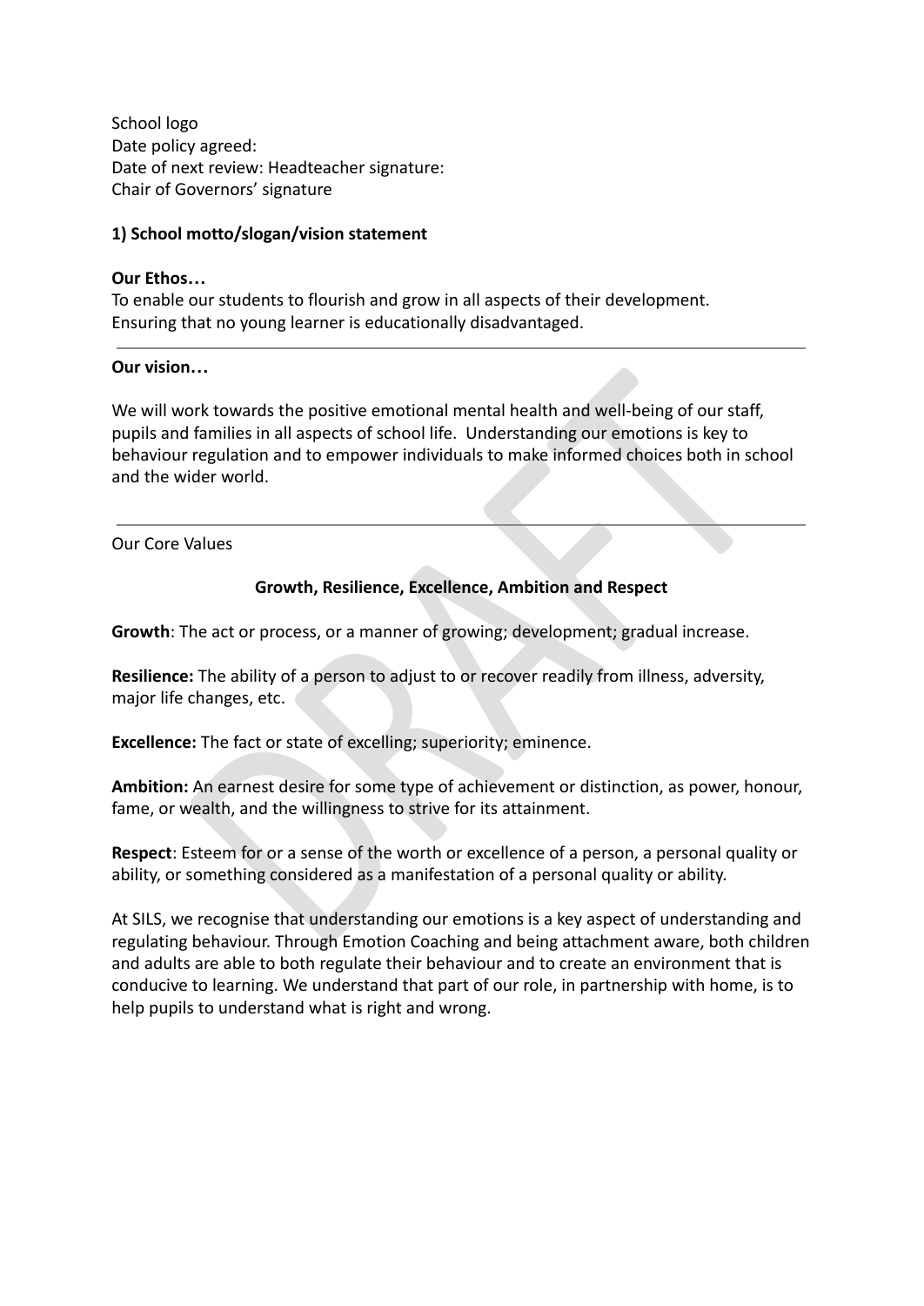School logo
Date policy agreed:
Date of next review: Headteacher signature:
Chair of Governors' signature

**1) School motto/slogan/vision statement**

**Our Ethos…**
To enable our students to flourish and grow in all aspects of their development.
Ensuring that no young learner is educationally disadvantaged.

---

**Our vision…**

We will work towards the positive emotional mental health and well-being of our staff, pupils and families in all aspects of school life. Understanding our emotions is key to behaviour regulation and to empower individuals to make informed choices both in school and the wider world.

---

Our Core Values

**Growth, Resilience, Excellence, Ambition and Respect**

**Growth**: The act or process, or a manner of growing; development; gradual increase.

**Resilience:** The ability of a person to adjust to or recover readily from illness, adversity, major life changes, etc.

**Excellence:** The fact or state of excelling; superiority; eminence.

**Ambition:** An earnest desire for some type of achievement or distinction, as power, honour, fame, or wealth, and the willingness to strive for its attainment.

**Respect**: Esteem for or a sense of the worth or excellence of a person, a personal quality or ability, or something considered as a manifestation of a personal quality or ability.

At SILS, we recognise that understanding our emotions is a key aspect of understanding and regulating behaviour. Through Emotion Coaching and being attachment aware, both children and adults are able to both regulate their behaviour and to create an environment that is conducive to learning. We understand that part of our role, in partnership with home, is to help pupils to understand what is right and wrong.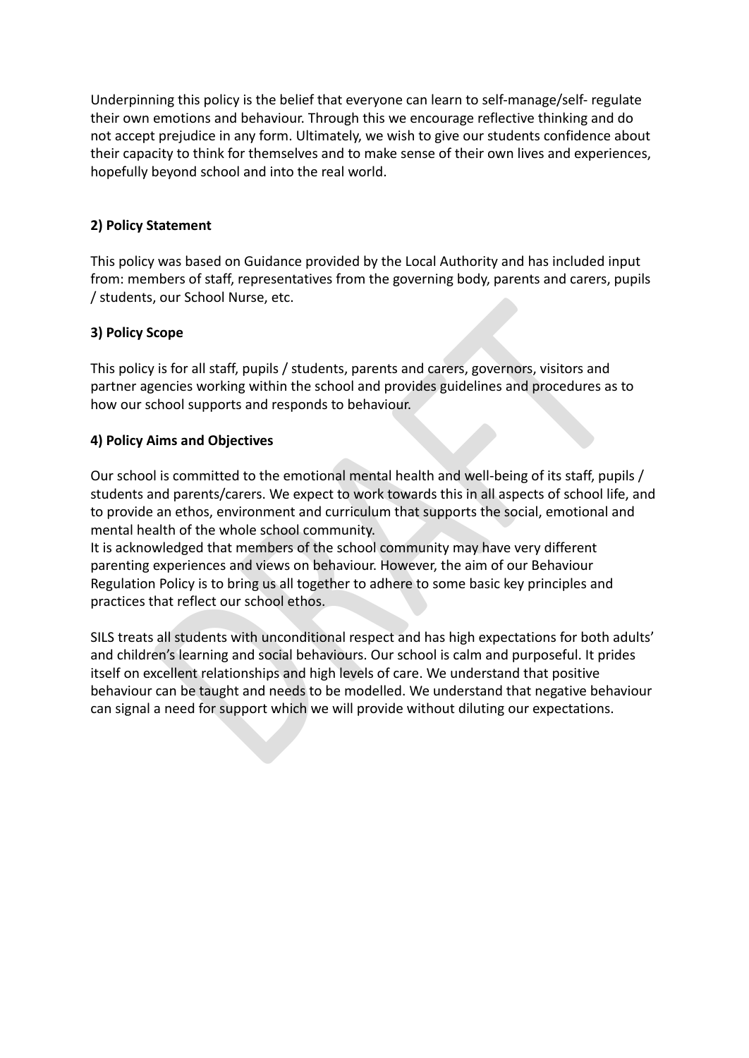Underpinning this policy is the belief that everyone can learn to self-manage/self- regulate their own emotions and behaviour. Through this we encourage reflective thinking and do not accept prejudice in any form. Ultimately, we wish to give our students confidence about their capacity to think for themselves and to make sense of their own lives and experiences, hopefully beyond school and into the real world.

**2) Policy Statement**

This policy was based on Guidance provided by the Local Authority and has included input from: members of staff, representatives from the governing body, parents and carers, pupils / students, our School Nurse, etc.

**3) Policy Scope**

This policy is for all staff, pupils / students, parents and carers, governors, visitors and partner agencies working within the school and provides guidelines and procedures as to how our school supports and responds to behaviour.

**4) Policy Aims and Objectives**

Our school is committed to the emotional mental health and well-being of its staff, pupils / students and parents/carers. We expect to work towards this in all aspects of school life, and to provide an ethos, environment and curriculum that supports the social, emotional and mental health of the whole school community.
It is acknowledged that members of the school community may have very different parenting experiences and views on behaviour. However, the aim of our Behaviour Regulation Policy is to bring us all together to adhere to some basic key principles and practices that reflect our school ethos.

SILS treats all students with unconditional respect and has high expectations for both adults' and children's learning and social behaviours. Our school is calm and purposeful. It prides itself on excellent relationships and high levels of care. We understand that positive behaviour can be taught and needs to be modelled. We understand that negative behaviour can signal a need for support which we will provide without diluting our expectations.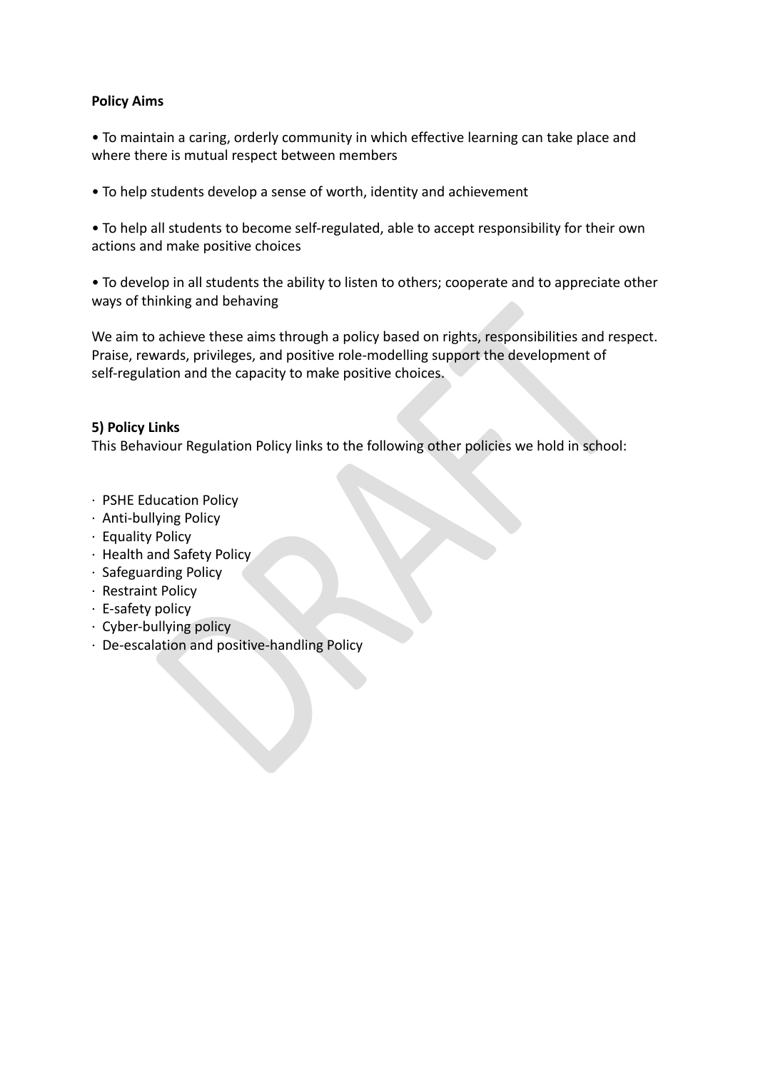**Policy Aims**

- To maintain a caring, orderly community in which effective learning can take place and where there is mutual respect between members

- To help students develop a sense of worth, identity and achievement

- To help all students to become self-regulated, able to accept responsibility for their own actions and make positive choices

- To develop in all students the ability to listen to others; cooperate and to appreciate other ways of thinking and behaving

We aim to achieve these aims through a policy based on rights, responsibilities and respect. Praise, rewards, privileges, and positive role-modelling support the development of self-regulation and the capacity to make positive choices.

**5) Policy Links**

This Behaviour Regulation Policy links to the following other policies we hold in school:

- PSHE Education Policy
- Anti-bullying Policy
- Equality Policy
- Health and Safety Policy
- Safeguarding Policy
- Restraint Policy
- E-safety policy
- Cyber-bullying policy
- De-escalation and positive-handling Policy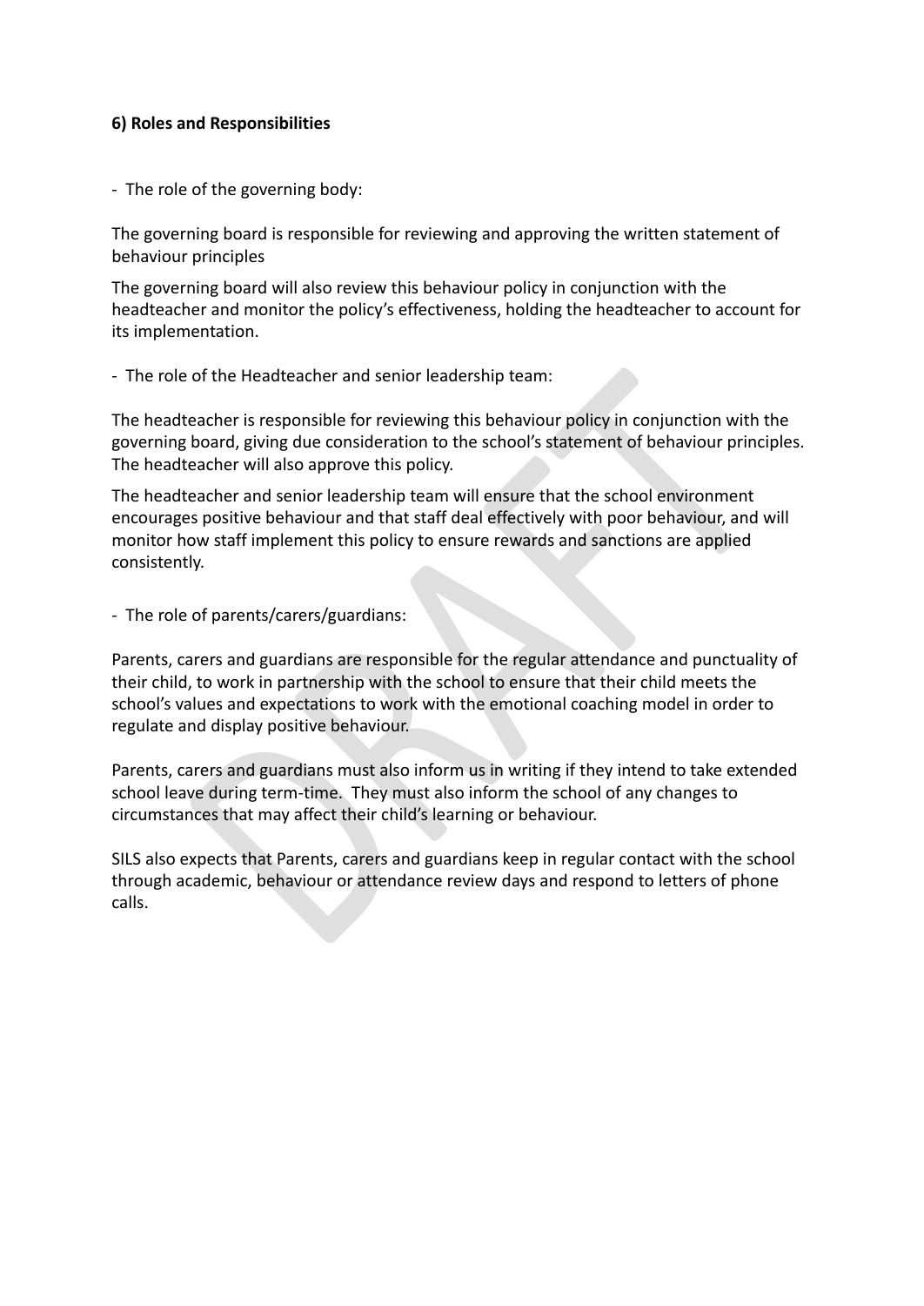**6) Roles and Responsibilities**

- The role of the governing body:

The governing board is responsible for reviewing and approving the written statement of behaviour principles

The governing board will also review this behaviour policy in conjunction with the headteacher and monitor the policy's effectiveness, holding the headteacher to account for its implementation.

- The role of the Headteacher and senior leadership team:

The headteacher is responsible for reviewing this behaviour policy in conjunction with the governing board, giving due consideration to the school's statement of behaviour principles. The headteacher will also approve this policy.

The headteacher and senior leadership team will ensure that the school environment encourages positive behaviour and that staff deal effectively with poor behaviour, and will monitor how staff implement this policy to ensure rewards and sanctions are applied consistently.

- The role of parents/carers/guardians:

Parents, carers and guardians are responsible for the regular attendance and punctuality of their child, to work in partnership with the school to ensure that their child meets the school's values and expectations to work with the emotional coaching model in order to regulate and display positive behaviour.

Parents, carers and guardians must also inform us in writing if they intend to take extended school leave during term-time. They must also inform the school of any changes to circumstances that may affect their child's learning or behaviour.

SILS also expects that Parents, carers and guardians keep in regular contact with the school through academic, behaviour or attendance review days and respond to letters of phone calls.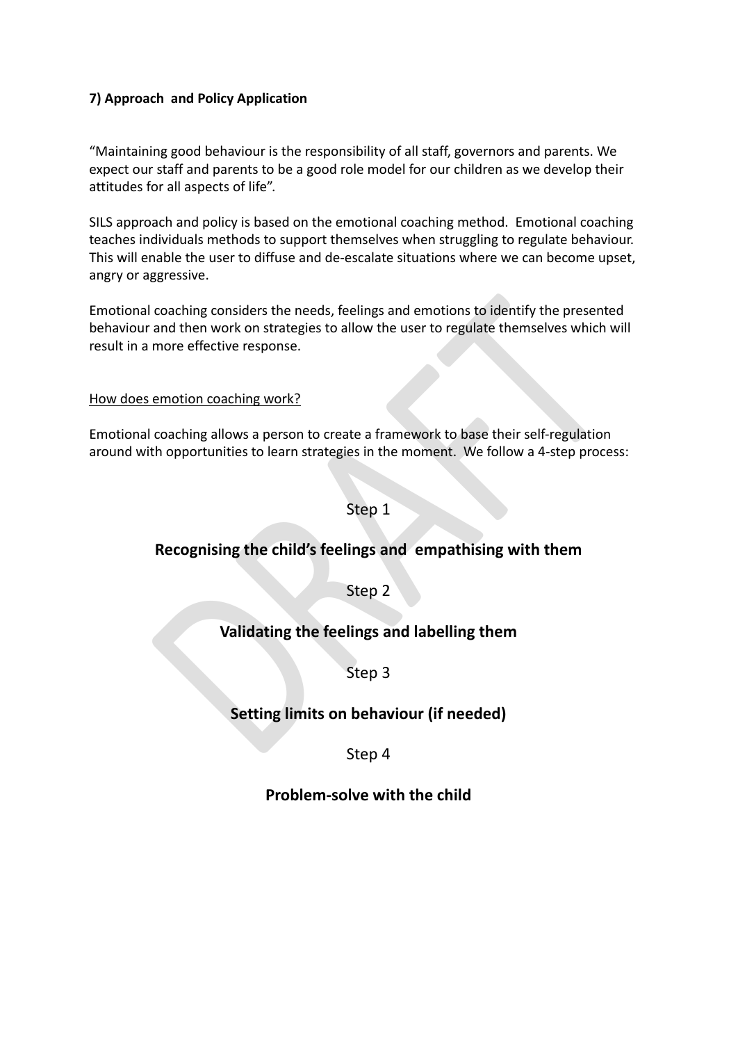**7) Approach and Policy Application**

"Maintaining good behaviour is the responsibility of all staff, governors and parents. We expect our staff and parents to be a good role model for our children as we develop their attitudes for all aspects of life".

SILS approach and policy is based on the emotional coaching method. Emotional coaching teaches individuals methods to support themselves when struggling to regulate behaviour. This will enable the user to diffuse and de-escalate situations where we can become upset, angry or aggressive.

Emotional coaching considers the needs, feelings and emotions to identify the presented behaviour and then work on strategies to allow the user to regulate themselves which will result in a more effective response.

How does emotion coaching work?

Emotional coaching allows a person to create a framework to base their self-regulation around with opportunities to learn strategies in the moment. We follow a 4-step process:

Step 1

**Recognising the child's feelings and empathising with them**

Step 2

**Validating the feelings and labelling them**

Step 3

**Setting limits on behaviour (if needed)**

Step 4

**Problem-solve with the child**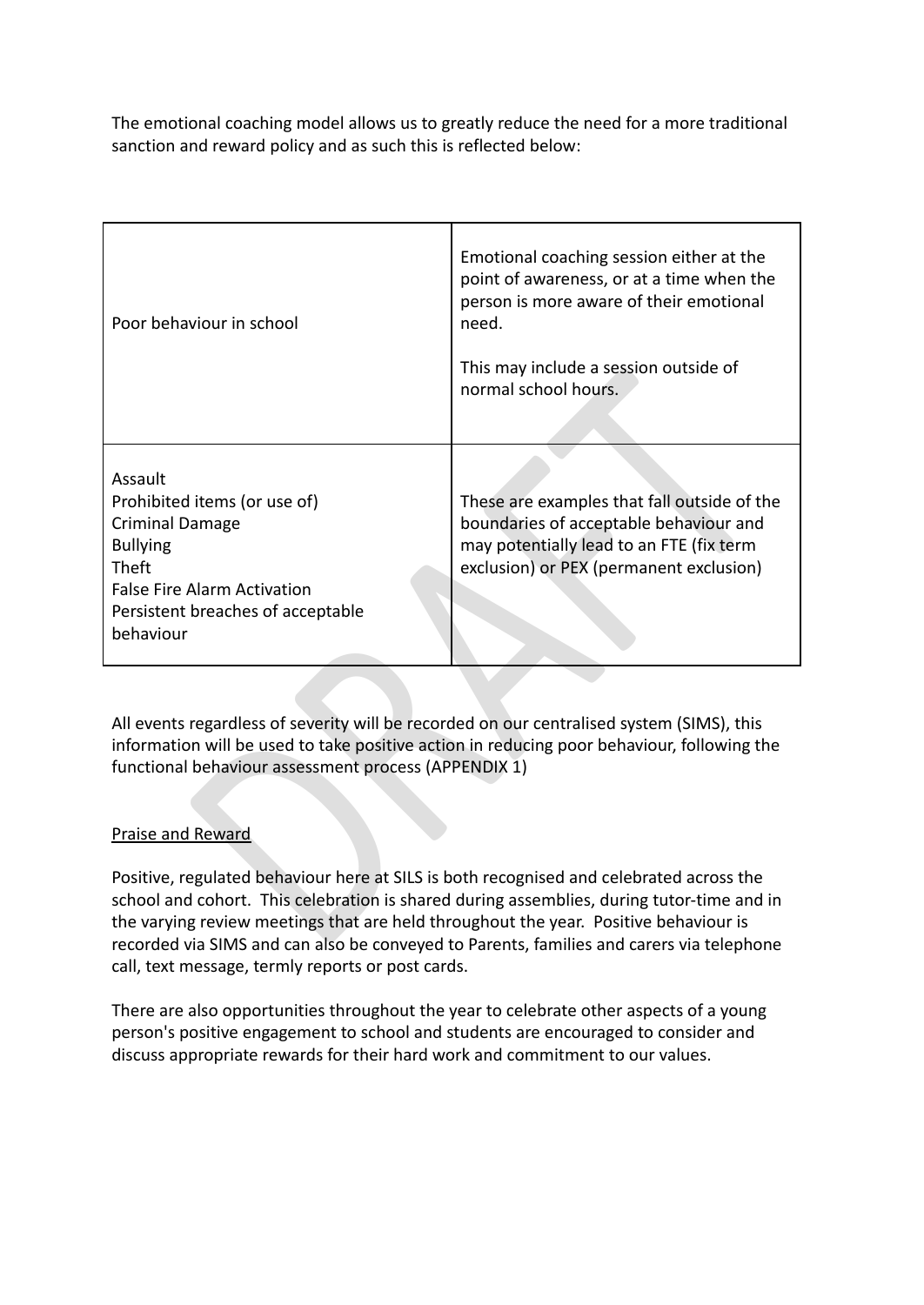The emotional coaching model allows us to greatly reduce the need for a more traditional sanction and reward policy and as such this is reflected below:

| | |
|---|---|
| Poor behaviour in school | Emotional coaching session either at the point of awareness, or at a time when the person is more aware of their emotional need.<br><br>This may include a session outside of normal school hours. |
| Assault<br>Prohibited items (or use of)<br>Criminal Damage<br>Bullying<br>Theft<br>False Fire Alarm Activation<br>Persistent breaches of acceptable behaviour | These are examples that fall outside of the boundaries of acceptable behaviour and may potentially lead to an FTE (fix term exclusion) or PEX (permanent exclusion) |

All events regardless of severity will be recorded on our centralised system (SIMS), this information will be used to take positive action in reducing poor behaviour, following the functional behaviour assessment process (APPENDIX 1)

<u>Praise and Reward</u>

Positive, regulated behaviour here at SILS is both recognised and celebrated across the school and cohort. This celebration is shared during assemblies, during tutor-time and in the varying review meetings that are held throughout the year. Positive behaviour is recorded via SIMS and can also be conveyed to Parents, families and carers via telephone call, text message, termly reports or post cards.

There are also opportunities throughout the year to celebrate other aspects of a young person's positive engagement to school and students are encouraged to consider and discuss appropriate rewards for their hard work and commitment to our values.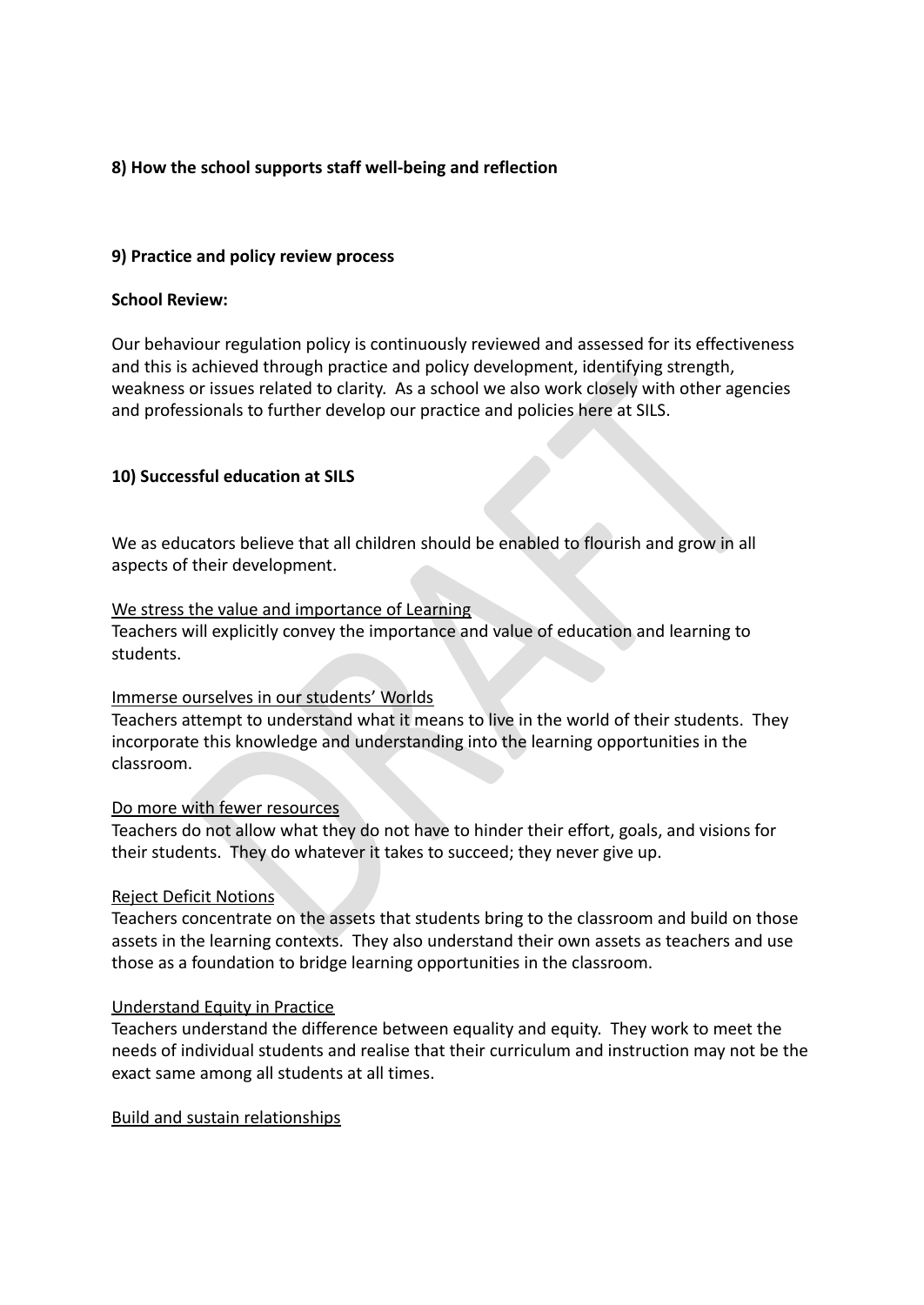**8) How the school supports staff well-being and reflection**

**9) Practice and policy review process**

**School Review:**

Our behaviour regulation policy is continuously reviewed and assessed for its effectiveness and this is achieved through practice and policy development, identifying strength, weakness or issues related to clarity. As a school we also work closely with other agencies and professionals to further develop our practice and policies here at SILS.

**10) Successful education at SILS**

We as educators believe that all children should be enabled to flourish and grow in all aspects of their development.

<u>We stress the value and importance of Learning</u>
Teachers will explicitly convey the importance and value of education and learning to students.

<u>Immerse ourselves in our students' Worlds</u>
Teachers attempt to understand what it means to live in the world of their students. They incorporate this knowledge and understanding into the learning opportunities in the classroom.

<u>Do more with fewer resources</u>
Teachers do not allow what they do not have to hinder their effort, goals, and visions for their students. They do whatever it takes to succeed; they never give up.

<u>Reject Deficit Notions</u>
Teachers concentrate on the assets that students bring to the classroom and build on those assets in the learning contexts. They also understand their own assets as teachers and use those as a foundation to bridge learning opportunities in the classroom.

<u>Understand Equity in Practice</u>
Teachers understand the difference between equality and equity. They work to meet the needs of individual students and realise that their curriculum and instruction may not be the exact same among all students at all times.

<u>Build and sustain relationships</u>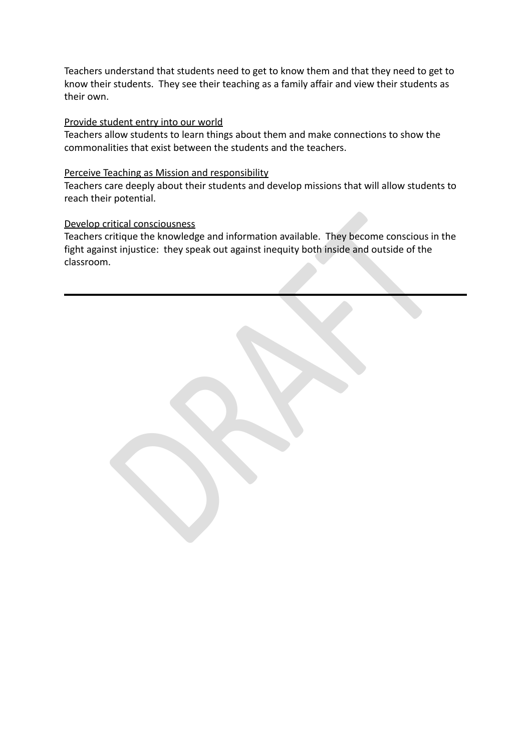Teachers understand that students need to get to know them and that they need to get to know their students.  They see their teaching as a family affair and view their students as their own.

Provide student entry into our world

Teachers allow students to learn things about them and make connections to show the commonalities that exist between the students and the teachers.

Perceive Teaching as Mission and responsibility

Teachers care deeply about their students and develop missions that will allow students to reach their potential.

Develop critical consciousness

Teachers critique the knowledge and information available.  They become conscious in the fight against injustice:  they speak out against inequity both inside and outside of the classroom.

---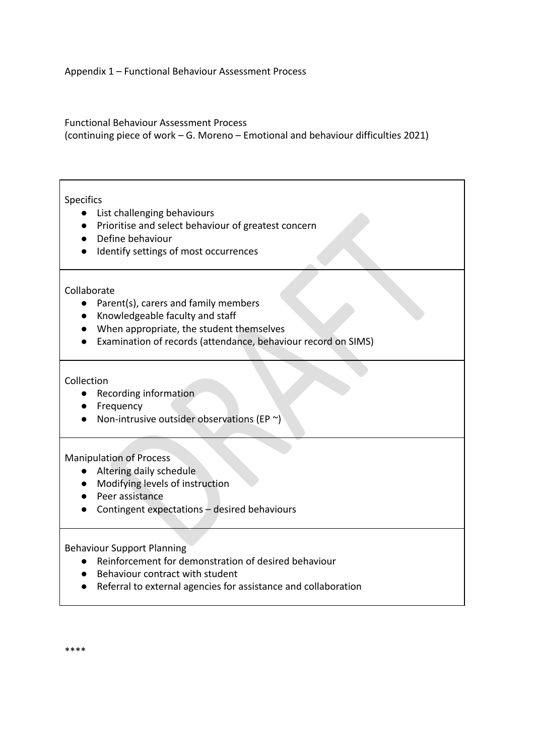Appendix 1 – Functional Behaviour Assessment Process

Functional Behaviour Assessment Process
(continuing piece of work – G. Moreno – Emotional and behaviour difficulties 2021)

Specifics

- List challenging behaviours
- Prioritise and select behaviour of greatest concern
- Define behaviour
- Identify settings of most occurrences

Collaborate

- Parent(s), carers and family members
- Knowledgeable faculty and staff
- When appropriate, the student themselves
- Examination of records (attendance, behaviour record on SIMS)

Collection

- Recording information
- Frequency
- Non-intrusive outsider observations (EP ~)

Manipulation of Process

- Altering daily schedule
- Modifying levels of instruction
- Peer assistance
- Contingent expectations – desired behaviours

Behaviour Support Planning

- Reinforcement for demonstration of desired behaviour
- Behaviour contract with student
- Referral to external agencies for assistance and collaboration

****